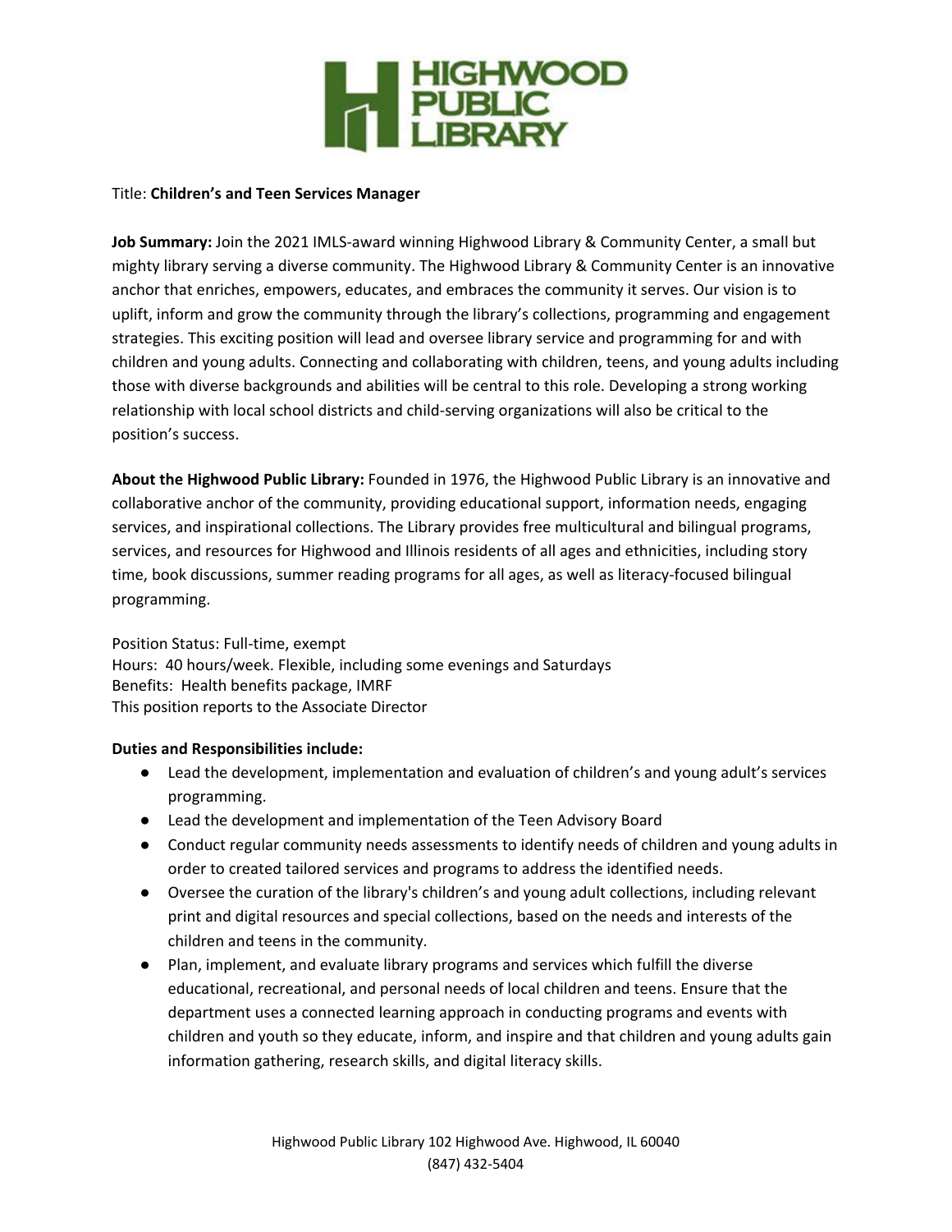HIGHWOOD PUBLIC LIBRARY

Title: **Children's and Teen Services Manager**

**Job Summary:** Join the 2021 IMLS-award winning Highwood Library & Community Center, a small but mighty library serving a diverse community. The Highwood Library & Community Center is an innovative anchor that enriches, empowers, educates, and embraces the community it serves. Our vision is to uplift, inform and grow the community through the library's collections, programming and engagement strategies. This exciting position will lead and oversee library service and programming for and with children and young adults. Connecting and collaborating with children, teens, and young adults including those with diverse backgrounds and abilities will be central to this role. Developing a strong working relationship with local school districts and child-serving organizations will also be critical to the position's success.

**About the Highwood Public Library:** Founded in 1976, the Highwood Public Library is an innovative and collaborative anchor of the community, providing educational support, information needs, engaging services, and inspirational collections. The Library provides free multicultural and bilingual programs, services, and resources for Highwood and Illinois residents of all ages and ethnicities, including story time, book discussions, summer reading programs for all ages, as well as literacy-focused bilingual programming.

Position Status: Full-time, exempt
Hours: 40 hours/week. Flexible, including some evenings and Saturdays
Benefits: Health benefits package, IMRF
This position reports to the Associate Director

**Duties and Responsibilities include:**

- Lead the development, implementation and evaluation of children's and young adult's services programming.
- Lead the development and implementation of the Teen Advisory Board
- Conduct regular community needs assessments to identify needs of children and young adults in order to created tailored services and programs to address the identified needs.
- Oversee the curation of the library's children's and young adult collections, including relevant print and digital resources and special collections, based on the needs and interests of the children and teens in the community.
- Plan, implement, and evaluate library programs and services which fulfill the diverse educational, recreational, and personal needs of local children and teens. Ensure that the department uses a connected learning approach in conducting programs and events with children and youth so they educate, inform, and inspire and that children and young adults gain information gathering, research skills, and digital literacy skills.

Highwood Public Library 102 Highwood Ave. Highwood, IL 60040
(847) 432-5404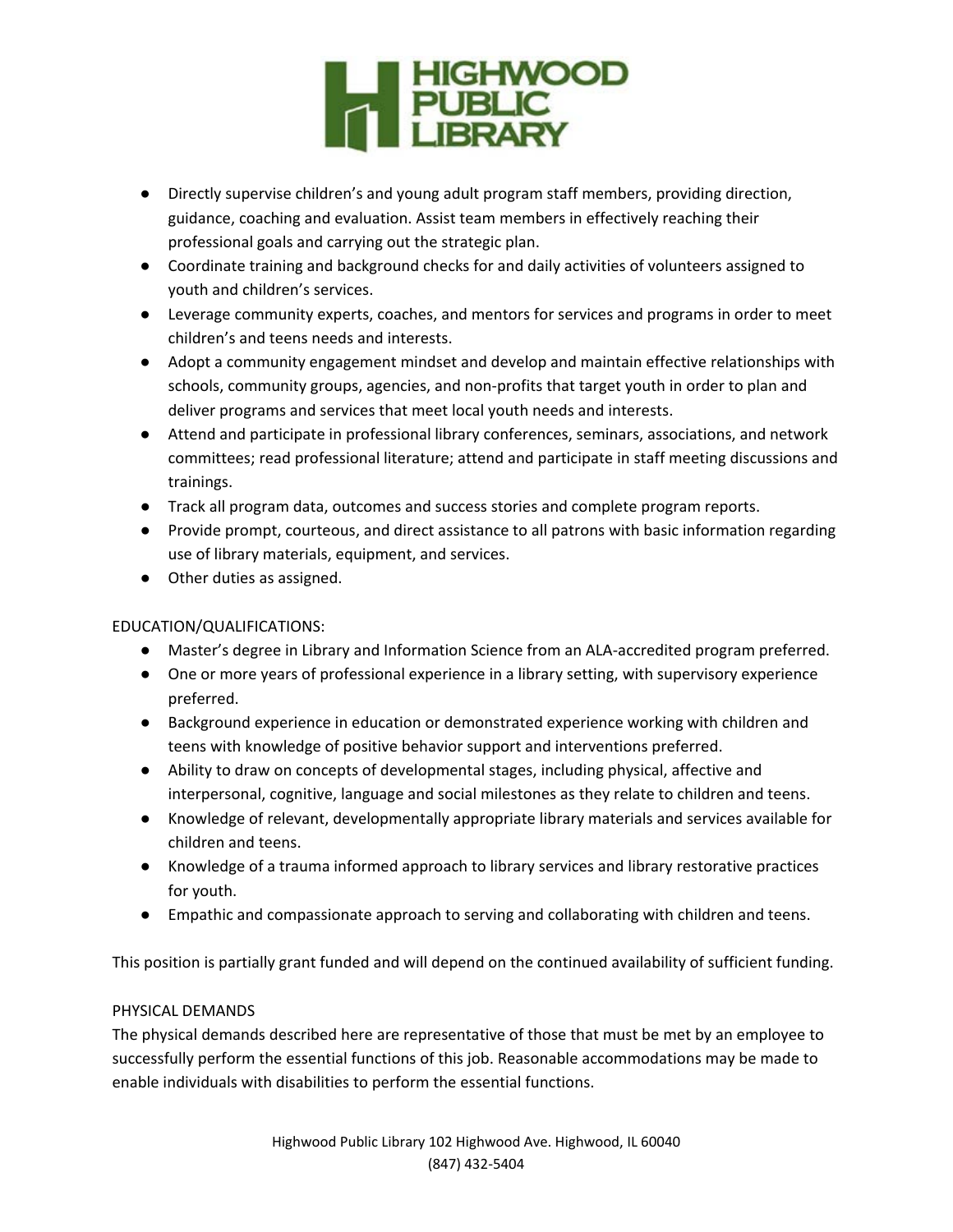- Directly supervise children's and young adult program staff members, providing direction, guidance, coaching and evaluation. Assist team members in effectively reaching their professional goals and carrying out the strategic plan.
- Coordinate training and background checks for and daily activities of volunteers assigned to youth and children's services.
- Leverage community experts, coaches, and mentors for services and programs in order to meet children's and teens needs and interests.
- Adopt a community engagement mindset and develop and maintain effective relationships with schools, community groups, agencies, and non-profits that target youth in order to plan and deliver programs and services that meet local youth needs and interests.
- Attend and participate in professional library conferences, seminars, associations, and network committees; read professional literature; attend and participate in staff meeting discussions and trainings.
- Track all program data, outcomes and success stories and complete program reports.
- Provide prompt, courteous, and direct assistance to all patrons with basic information regarding use of library materials, equipment, and services.
- Other duties as assigned.

EDUCATION/QUALIFICATIONS:

- Master's degree in Library and Information Science from an ALA-accredited program preferred.
- One or more years of professional experience in a library setting, with supervisory experience preferred.
- Background experience in education or demonstrated experience working with children and teens with knowledge of positive behavior support and interventions preferred.
- Ability to draw on concepts of developmental stages, including physical, affective and interpersonal, cognitive, language and social milestones as they relate to children and teens.
- Knowledge of relevant, developmentally appropriate library materials and services available for children and teens.
- Knowledge of a trauma informed approach to library services and library restorative practices for youth.
- Empathic and compassionate approach to serving and collaborating with children and teens.

This position is partially grant funded and will depend on the continued availability of sufficient funding.

PHYSICAL DEMANDS

The physical demands described here are representative of those that must be met by an employee to successfully perform the essential functions of this job. Reasonable accommodations may be made to enable individuals with disabilities to perform the essential functions.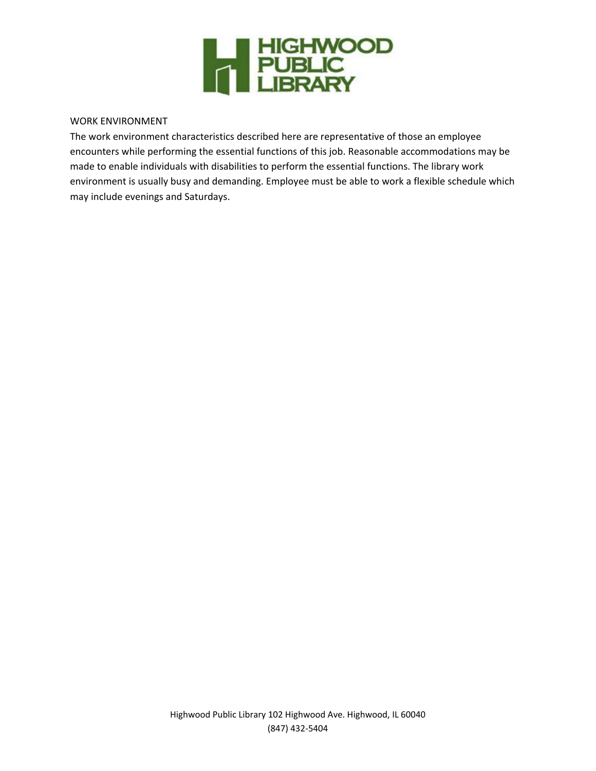## WORK ENVIRONMENT

The work environment characteristics described here are representative of those an employee encounters while performing the essential functions of this job. Reasonable accommodations may be made to enable individuals with disabilities to perform the essential functions. The library work environment is usually busy and demanding. Employee must be able to work a flexible schedule which may include evenings and Saturdays.